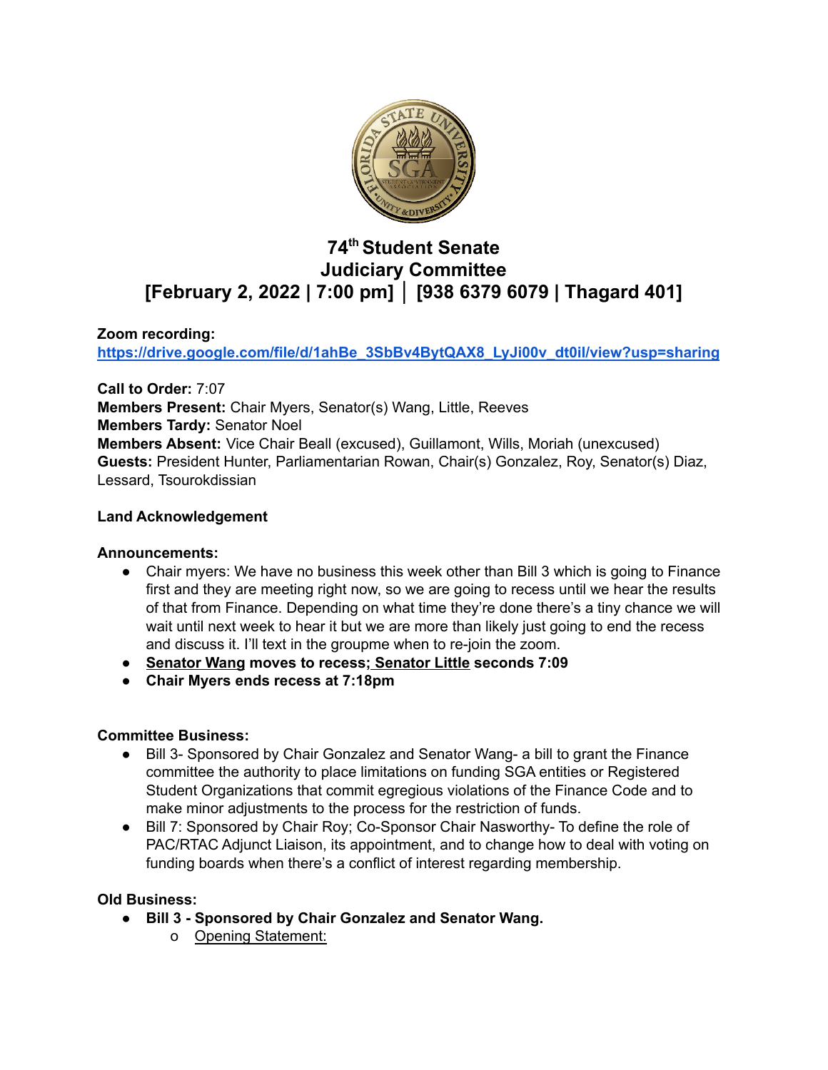# 74th Student Senate
# Judiciary Committee
# [February 2, 2022 | 7:00 pm] │ [938 6379 6079 | Thagard 401]

**Zoom recording:**
https://drive.google.com/file/d/1ahBe_3SbBv4BytQAX8_LyJi00v_dt0il/view?usp=sharing

**Call to Order:** 7:07
**Members Present:** Chair Myers, Senator(s) Wang, Little, Reeves
**Members Tardy:** Senator Noel
**Members Absent:** Vice Chair Beall (excused), Guillamont, Wills, Moriah (unexcused)
**Guests:** President Hunter, Parliamentarian Rowan, Chair(s) Gonzalez, Roy, Senator(s) Diaz, Lessard, Tsourokdissian

**Land Acknowledgement**

**Announcements:**

- Chair myers: We have no business this week other than Bill 3 which is going to Finance first and they are meeting right now, so we are going to recess until we hear the results of that from Finance. Depending on what time they're done there's a tiny chance we will wait until next week to hear it but we are more than likely just going to end the recess and discuss it. I'll text in the groupme when to re-join the zoom.
- **Senator Wang moves to recess; Senator Little seconds 7:09**
- **Chair Myers ends recess at 7:18pm**

**Committee Business:**

- Bill 3- Sponsored by Chair Gonzalez and Senator Wang- a bill to grant the Finance committee the authority to place limitations on funding SGA entities or Registered Student Organizations that commit egregious violations of the Finance Code and to make minor adjustments to the process for the restriction of funds.
- Bill 7: Sponsored by Chair Roy; Co-Sponsor Chair Nasworthy- To define the role of PAC/RTAC Adjunct Liaison, its appointment, and to change how to deal with voting on funding boards when there's a conflict of interest regarding membership.

**Old Business:**

- **Bill 3 - Sponsored by Chair Gonzalez and Senator Wang.**
  - Opening Statement: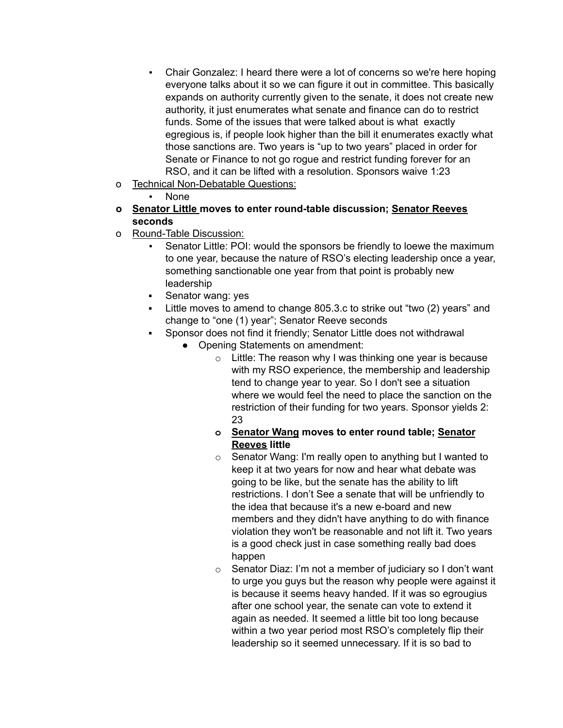- Chair Gonzalez: I heard there were a lot of concerns so we're here hoping everyone talks about it so we can figure it out in committee. This basically expands on authority currently given to the senate, it does not create new authority, it just enumerates what senate and finance can do to restrict funds. Some of the issues that were talked about is what exactly egregious is, if people look higher than the bill it enumerates exactly what those sanctions are. Two years is "up to two years" placed in order for Senate or Finance to not go rogue and restrict funding forever for an RSO, and it can be lifted with a resolution. Sponsors waive 1:23
- <u>Technical Non-Debatable Questions:</u>
  - None
- **<u>Senator Little</u> moves to enter round-table discussion; <u>Senator Reeves</u> seconds**
- <u>Round-Table Discussion:</u>
  - Senator Little: POI: would the sponsors be friendly to loewe the maximum to one year, because the nature of RSO's electing leadership once a year, something sanctionable one year from that point is probably new leadership
  - Senator wang: yes
  - Little moves to amend to change 805.3.c to strike out "two (2) years" and change to "one (1) year"; Senator Reeve seconds
  - Sponsor does not find it friendly; Senator Little does not withdrawal
    - Opening Statements on amendment:
      - Little: The reason why I was thinking one year is because with my RSO experience, the membership and leadership tend to change year to year. So I don't see a situation where we would feel the need to place the sanction on the restriction of their funding for two years. Sponsor yields 2: 23
      - **<u>Senator Wang</u> moves to enter round table; <u>Senator Reeves</u> little**
      - Senator Wang: I'm really open to anything but I wanted to keep it at two years for now and hear what debate was going to be like, but the senate has the ability to lift restrictions. I don't See a senate that will be unfriendly to the idea that because it's a new e-board and new members and they didn't have anything to do with finance violation they won't be reasonable and not lift it. Two years is a good check just in case something really bad does happen
      - Senator Diaz: I'm not a member of judiciary so I don't want to urge you guys but the reason why people were against it is because it seems heavy handed. If it was so egrougius after one school year, the senate can vote to extend it again as needed. It seemed a little bit too long because within a two year period most RSO's completely flip their leadership so it seemed unnecessary. If it is so bad to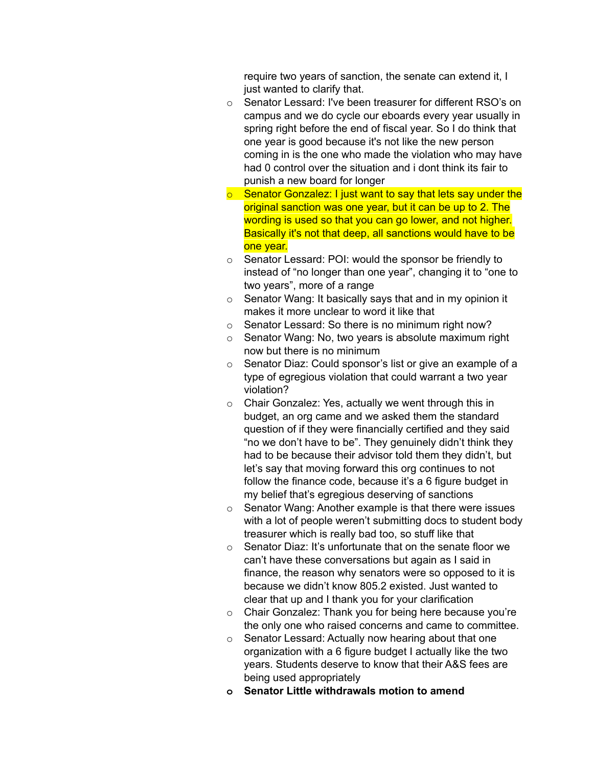require two years of sanction, the senate can extend it, I just wanted to clarify that.

- Senator Lessard: I've been treasurer for different RSO's on campus and we do cycle our eboards every year usually in spring right before the end of fiscal year. So I do think that one year is good because it's not like the new person coming in is the one who made the violation who may have had 0 control over the situation and i dont think its fair to punish a new board for longer
- Senator Gonzalez: I just want to say that lets say under the original sanction was one year, but it can be up to 2. The wording is used so that you can go lower, and not higher. Basically it's not that deep, all sanctions would have to be one year.
- Senator Lessard: POI: would the sponsor be friendly to instead of "no longer than one year", changing it to "one to two years", more of a range
- Senator Wang: It basically says that and in my opinion it makes it more unclear to word it like that
- Senator Lessard: So there is no minimum right now?
- Senator Wang: No, two years is absolute maximum right now but there is no minimum
- Senator Diaz: Could sponsor's list or give an example of a type of egregious violation that could warrant a two year violation?
- Chair Gonzalez: Yes, actually we went through this in budget, an org came and we asked them the standard question of if they were financially certified and they said "no we don't have to be". They genuinely didn't think they had to be because their advisor told them they didn't, but let's say that moving forward this org continues to not follow the finance code, because it's a 6 figure budget in my belief that's egregious deserving of sanctions
- Senator Wang: Another example is that there were issues with a lot of people weren't submitting docs to student body treasurer which is really bad too, so stuff like that
- Senator Diaz: It's unfortunate that on the senate floor we can't have these conversations but again as I said in finance, the reason why senators were so opposed to it is because we didn't know 805.2 existed. Just wanted to clear that up and I thank you for your clarification
- Chair Gonzalez: Thank you for being here because you're the only one who raised concerns and came to committee.
- Senator Lessard: Actually now hearing about that one organization with a 6 figure budget I actually like the two years. Students deserve to know that their A&S fees are being used appropriately
- **Senator Little withdrawals motion to amend**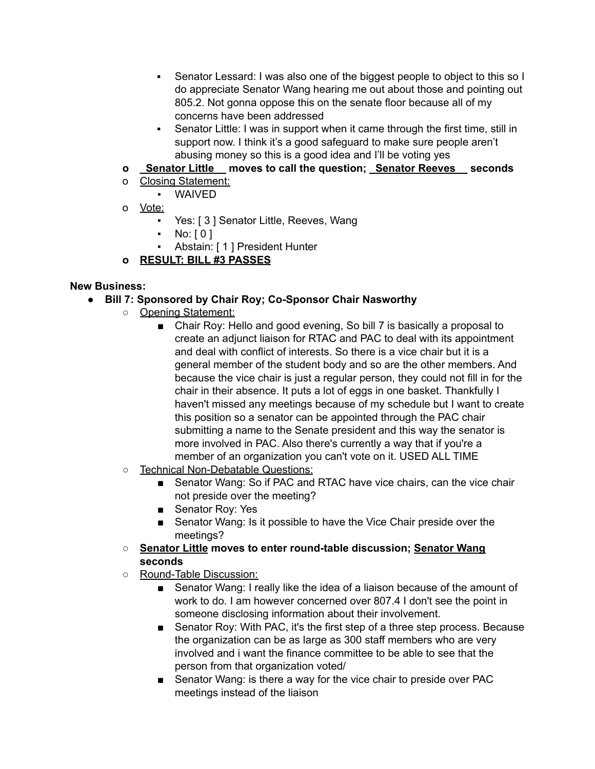- Senator Lessard: I was also one of the biggest people to object to this so I do appreciate Senator Wang hearing me out about those and pointing out 805.2. Not gonna oppose this on the senate floor because all of my concerns have been addressed
      - Senator Little: I was in support when it came through the first time, still in support now. I think it's a good safeguard to make sure people aren't abusing money so this is a good idea and I'll be voting yes
  - **<u>Senator Little</u> moves to call the question; <u>Senator Reeves</u> seconds**
  - <u>Closing Statement:</u>
      - WAIVED
  - <u>Vote:</u>
      - Yes: [ 3 ] Senator Little, Reeves, Wang
      - No: [ 0 ]
      - Abstain: [ 1 ] President Hunter
  - **<u>RESULT: BILL #3 PASSES</u>**

**New Business:**

- **Bill 7: Sponsored by Chair Roy; Co-Sponsor Chair Nasworthy**
  - <u>Opening Statement:</u>
      - Chair Roy: Hello and good evening, So bill 7 is basically a proposal to create an adjunct liaison for RTAC and PAC to deal with its appointment and deal with conflict of interests. So there is a vice chair but it is a general member of the student body and so are the other members. And because the vice chair is just a regular person, they could not fill in for the chair in their absence. It puts a lot of eggs in one basket. Thankfully I haven't missed any meetings because of my schedule but I want to create this position so a senator can be appointed through the PAC chair submitting a name to the Senate president and this way the senator is more involved in PAC. Also there's currently a way that if you're a member of an organization you can't vote on it. USED ALL TIME
  - <u>Technical Non-Debatable Questions:</u>
      - Senator Wang: So if PAC and RTAC have vice chairs, can the vice chair not preside over the meeting?
      - Senator Roy: Yes
      - Senator Wang: Is it possible to have the Vice Chair preside over the meetings?
  - **<u>Senator Little</u> moves to enter round-table discussion; <u>Senator Wang</u> seconds**
  - <u>Round-Table Discussion:</u>
      - Senator Wang: I really like the idea of a liaison because of the amount of work to do. I am however concerned over 807.4 I don't see the point in someone disclosing information about their involvement.
      - Senator Roy: With PAC, it's the first step of a three step process. Because the organization can be as large as 300 staff members who are very involved and i want the finance committee to be able to see that the person from that organization voted/
      - Senator Wang: is there a way for the vice chair to preside over PAC meetings instead of the liaison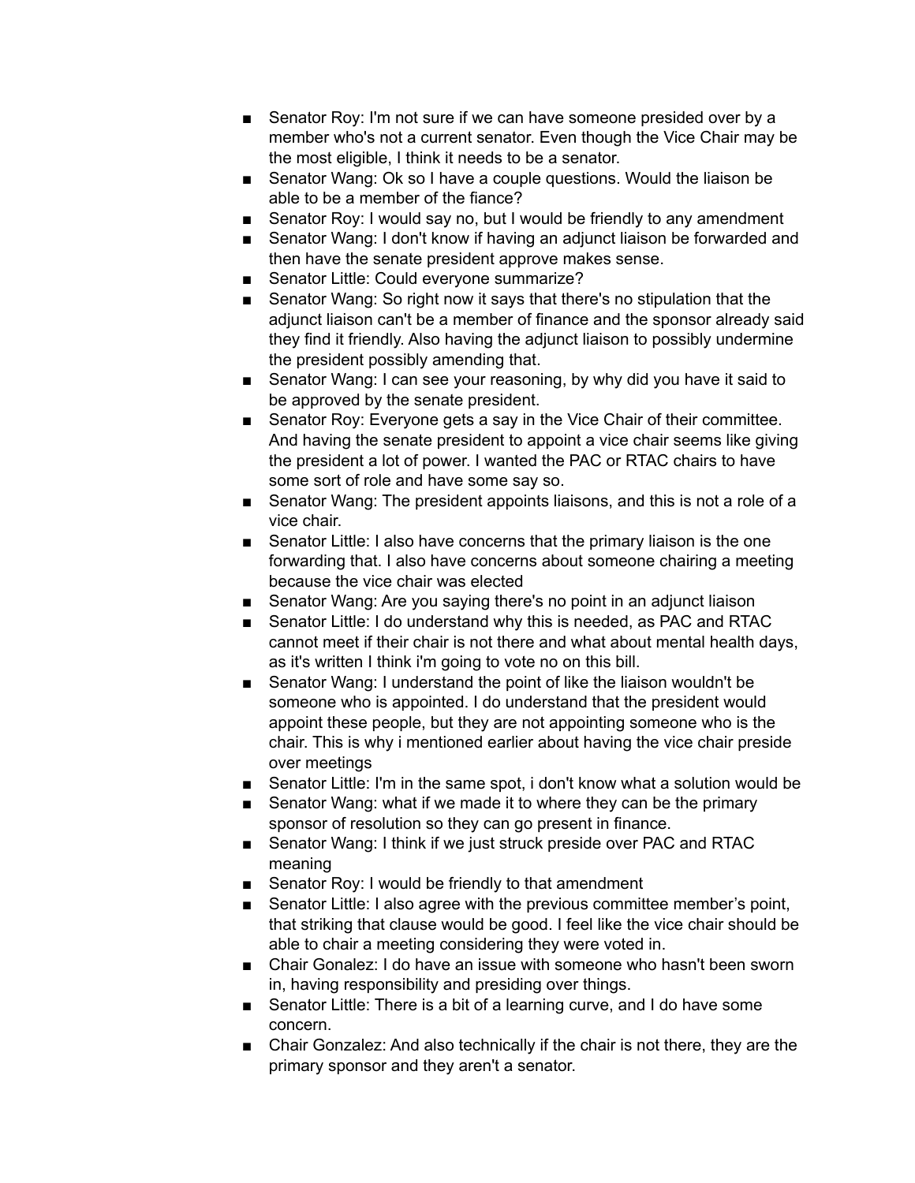- Senator Roy: I'm not sure if we can have someone presided over by a member who's not a current senator. Even though the Vice Chair may be the most eligible, I think it needs to be a senator.
- Senator Wang: Ok so I have a couple questions. Would the liaison be able to be a member of the fiance?
- Senator Roy: I would say no, but I would be friendly to any amendment
- Senator Wang: I don't know if having an adjunct liaison be forwarded and then have the senate president approve makes sense.
- Senator Little: Could everyone summarize?
- Senator Wang: So right now it says that there's no stipulation that the adjunct liaison can't be a member of finance and the sponsor already said they find it friendly. Also having the adjunct liaison to possibly undermine the president possibly amending that.
- Senator Wang: I can see your reasoning, by why did you have it said to be approved by the senate president.
- Senator Roy: Everyone gets a say in the Vice Chair of their committee. And having the senate president to appoint a vice chair seems like giving the president a lot of power. I wanted the PAC or RTAC chairs to have some sort of role and have some say so.
- Senator Wang: The president appoints liaisons, and this is not a role of a vice chair.
- Senator Little: I also have concerns that the primary liaison is the one forwarding that. I also have concerns about someone chairing a meeting because the vice chair was elected
- Senator Wang: Are you saying there's no point in an adjunct liaison
- Senator Little: I do understand why this is needed, as PAC and RTAC cannot meet if their chair is not there and what about mental health days, as it's written I think i'm going to vote no on this bill.
- Senator Wang: I understand the point of like the liaison wouldn't be someone who is appointed. I do understand that the president would appoint these people, but they are not appointing someone who is the chair. This is why i mentioned earlier about having the vice chair preside over meetings
- Senator Little: I'm in the same spot, i don't know what a solution would be
- Senator Wang: what if we made it to where they can be the primary sponsor of resolution so they can go present in finance.
- Senator Wang: I think if we just struck preside over PAC and RTAC meaning
- Senator Roy: I would be friendly to that amendment
- Senator Little: I also agree with the previous committee member's point, that striking that clause would be good. I feel like the vice chair should be able to chair a meeting considering they were voted in.
- Chair Gonalez: I do have an issue with someone who hasn't been sworn in, having responsibility and presiding over things.
- Senator Little: There is a bit of a learning curve, and I do have some concern.
- Chair Gonzalez: And also technically if the chair is not there, they are the primary sponsor and they aren't a senator.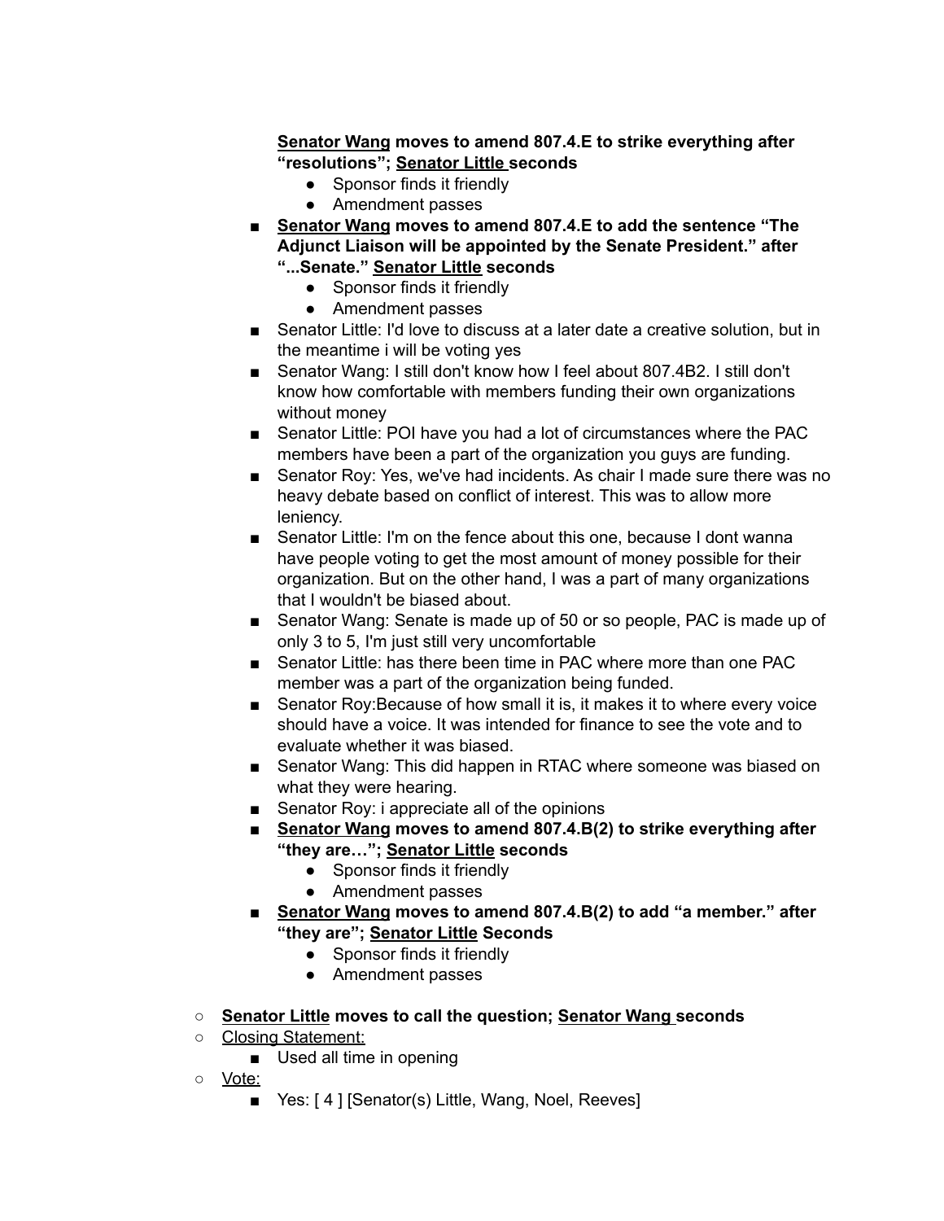**<u>Senator Wang</u> moves to amend 807.4.E to strike everything after "resolutions"; <u>Senator Little</u> seconds**
    - Sponsor finds it friendly
    - Amendment passes
- **<u>Senator Wang</u> moves to amend 807.4.E to add the sentence "The Adjunct Liaison will be appointed by the Senate President." after "...Senate." <u>Senator Little</u> seconds**
    - Sponsor finds it friendly
    - Amendment passes
- Senator Little: I'd love to discuss at a later date a creative solution, but in the meantime i will be voting yes
- Senator Wang: I still don't know how I feel about 807.4B2. I still don't know how comfortable with members funding their own organizations without money
- Senator Little: POI have you had a lot of circumstances where the PAC members have been a part of the organization you guys are funding.
- Senator Roy: Yes, we've had incidents. As chair I made sure there was no heavy debate based on conflict of interest. This was to allow more leniency.
- Senator Little: I'm on the fence about this one, because I dont wanna have people voting to get the most amount of money possible for their organization. But on the other hand, I was a part of many organizations that I wouldn't be biased about.
- Senator Wang: Senate is made up of 50 or so people, PAC is made up of only 3 to 5, I'm just still very uncomfortable
- Senator Little: has there been time in PAC where more than one PAC member was a part of the organization being funded.
- Senator Roy:Because of how small it is, it makes it to where every voice should have a voice. It was intended for finance to see the vote and to evaluate whether it was biased.
- Senator Wang: This did happen in RTAC where someone was biased on what they were hearing.
- Senator Roy: i appreciate all of the opinions
- **<u>Senator Wang</u> moves to amend 807.4.B(2) to strike everything after "they are…"; <u>Senator Little</u> seconds**
    - Sponsor finds it friendly
    - Amendment passes
- **<u>Senator Wang</u> moves to amend 807.4.B(2) to add "a member." after "they are"; <u>Senator Little</u> Seconds**
    - Sponsor finds it friendly
    - Amendment passes

- **<u>Senator Little</u> moves to call the question; <u>Senator Wang</u> seconds**
- <u>Closing Statement:</u>
    - Used all time in opening
- <u>Vote:</u>
    - Yes: [ 4 ] [Senator(s) Little, Wang, Noel, Reeves]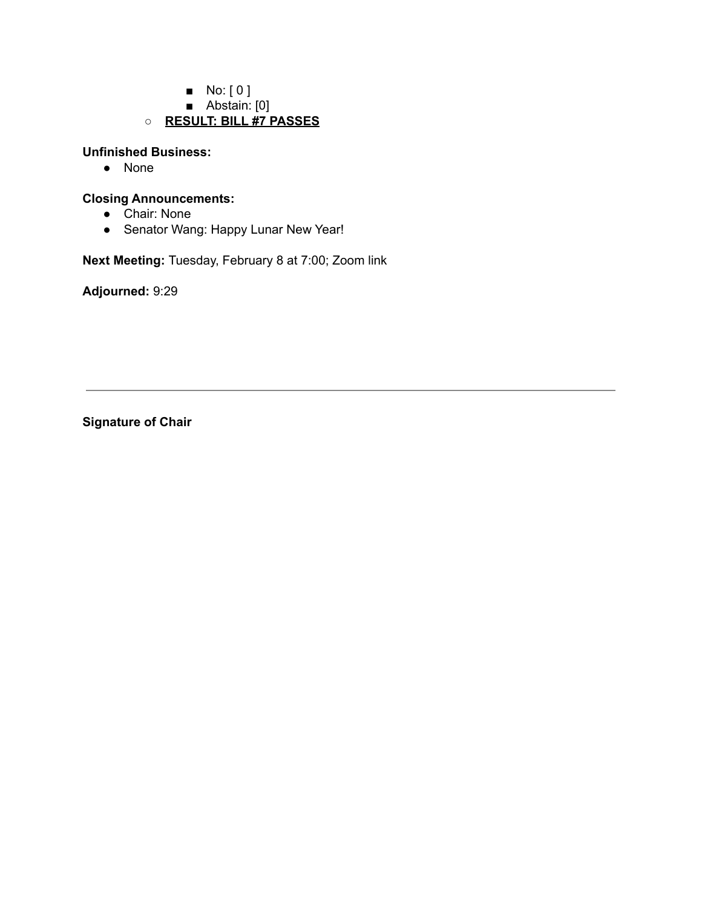- No: [ 0 ]
        - Abstain: [0]
    - **<u>RESULT: BILL #7 PASSES</u>**

**Unfinished Business:**
- None

**Closing Announcements:**
- Chair: None
- Senator Wang: Happy Lunar New Year!

**Next Meeting:** Tuesday, February 8 at 7:00; Zoom link

**Adjourned:** 9:29

---

**Signature of Chair**